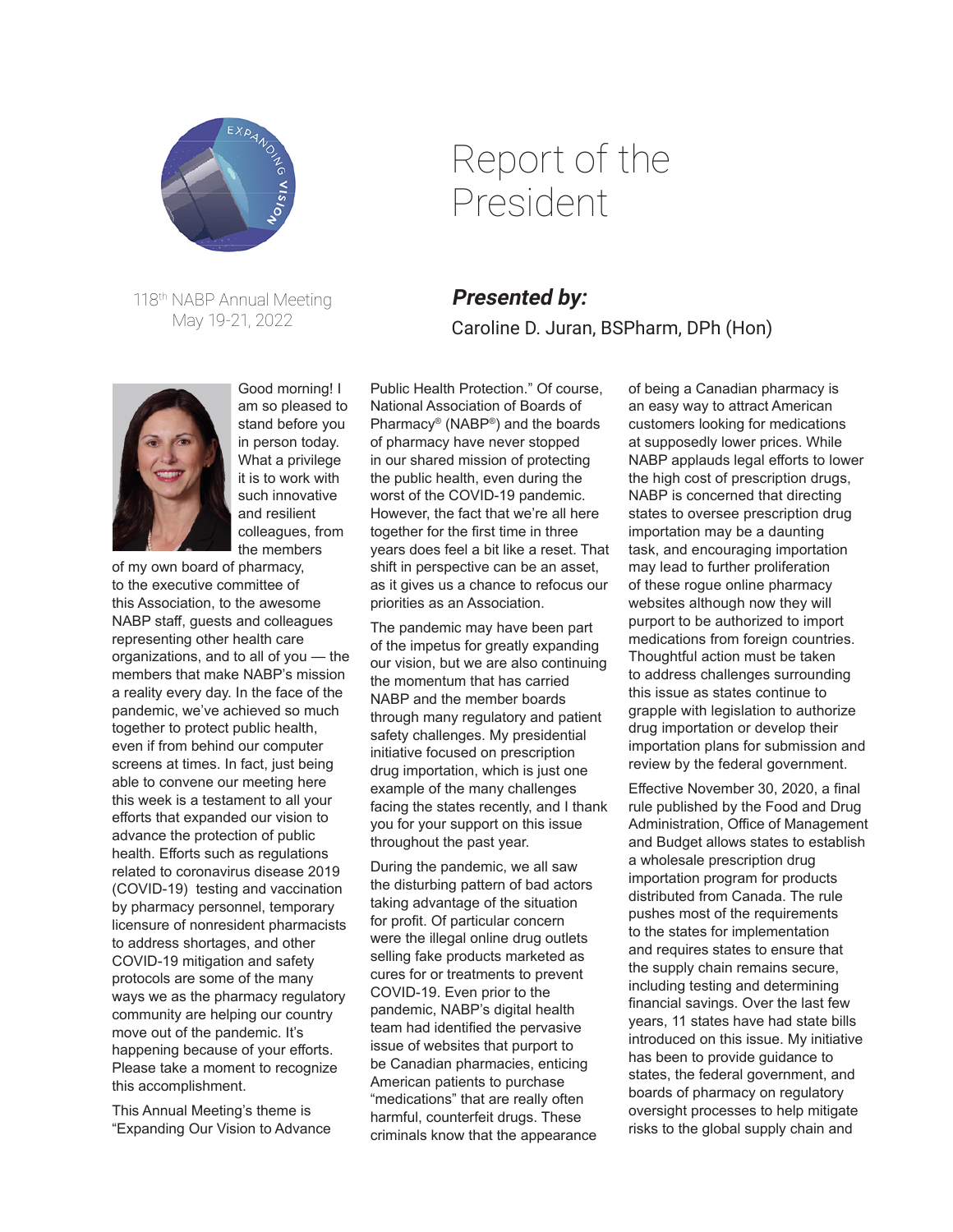118th NABP Annual Meeting
May 19-21, 2022

# Report of the President

***Presented by:***

Caroline D. Juran, BSPharm, DPh (Hon)

Good morning! I am so pleased to stand before you in person today. What a privilege it is to work with such innovative and resilient colleagues, from the members of my own board of pharmacy, to the executive committee of this Association, to the awesome NABP staff, guests and colleagues representing other health care organizations, and to all of you — the members that make NABP's mission a reality every day. In the face of the pandemic, we've achieved so much together to protect public health, even if from behind our computer screens at times. In fact, just being able to convene our meeting here this week is a testament to all your efforts that expanded our vision to advance the protection of public health. Efforts such as regulations related to coronavirus disease 2019 (COVID-19) testing and vaccination by pharmacy personnel, temporary licensure of nonresident pharmacists to address shortages, and other COVID-19 mitigation and safety protocols are some of the many ways we as the pharmacy regulatory community are helping our country move out of the pandemic. It's happening because of your efforts. Please take a moment to recognize this accomplishment.

This Annual Meeting's theme is "Expanding Our Vision to Advance Public Health Protection." Of course, National Association of Boards of Pharmacy® (NABP®) and the boards of pharmacy have never stopped in our shared mission of protecting the public health, even during the worst of the COVID-19 pandemic. However, the fact that we're all here together for the first time in three years does feel a bit like a reset. That shift in perspective can be an asset, as it gives us a chance to refocus our priorities as an Association.

The pandemic may have been part of the impetus for greatly expanding our vision, but we are also continuing the momentum that has carried NABP and the member boards through many regulatory and patient safety challenges. My presidential initiative focused on prescription drug importation, which is just one example of the many challenges facing the states recently, and I thank you for your support on this issue throughout the past year.

During the pandemic, we all saw the disturbing pattern of bad actors taking advantage of the situation for profit. Of particular concern were the illegal online drug outlets selling fake products marketed as cures for or treatments to prevent COVID-19. Even prior to the pandemic, NABP's digital health team had identified the pervasive issue of websites that purport to be Canadian pharmacies, enticing American patients to purchase "medications" that are really often harmful, counterfeit drugs. These criminals know that the appearance of being a Canadian pharmacy is an easy way to attract American customers looking for medications at supposedly lower prices. While NABP applauds legal efforts to lower the high cost of prescription drugs, NABP is concerned that directing states to oversee prescription drug importation may be a daunting task, and encouraging importation may lead to further proliferation of these rogue online pharmacy websites although now they will purport to be authorized to import medications from foreign countries. Thoughtful action must be taken to address challenges surrounding this issue as states continue to grapple with legislation to authorize drug importation or develop their importation plans for submission and review by the federal government.

Effective November 30, 2020, a final rule published by the Food and Drug Administration, Office of Management and Budget allows states to establish a wholesale prescription drug importation program for products distributed from Canada. The rule pushes most of the requirements to the states for implementation and requires states to ensure that the supply chain remains secure, including testing and determining financial savings. Over the last few years, 11 states have had state bills introduced on this issue. My initiative has been to provide guidance to states, the federal government, and boards of pharmacy on regulatory oversight processes to help mitigate risks to the global supply chain and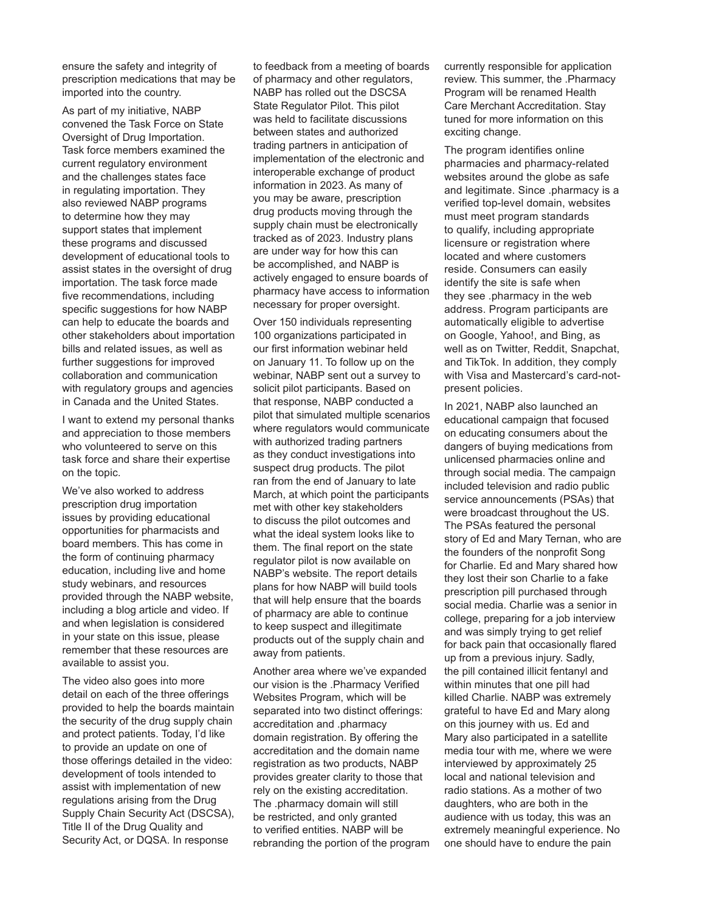ensure the safety and integrity of prescription medications that may be imported into the country.

As part of my initiative, NABP convened the Task Force on State Oversight of Drug Importation. Task force members examined the current regulatory environment and the challenges states face in regulating importation. They also reviewed NABP programs to determine how they may support states that implement these programs and discussed development of educational tools to assist states in the oversight of drug importation. The task force made five recommendations, including specific suggestions for how NABP can help to educate the boards and other stakeholders about importation bills and related issues, as well as further suggestions for improved collaboration and communication with regulatory groups and agencies in Canada and the United States.

I want to extend my personal thanks and appreciation to those members who volunteered to serve on this task force and share their expertise on the topic.

We've also worked to address prescription drug importation issues by providing educational opportunities for pharmacists and board members. This has come in the form of continuing pharmacy education, including live and home study webinars, and resources provided through the NABP website, including a blog article and video. If and when legislation is considered in your state on this issue, please remember that these resources are available to assist you.

The video also goes into more detail on each of the three offerings provided to help the boards maintain the security of the drug supply chain and protect patients. Today, I'd like to provide an update on one of those offerings detailed in the video: development of tools intended to assist with implementation of new regulations arising from the Drug Supply Chain Security Act (DSCSA), Title II of the Drug Quality and Security Act, or DQSA. In response to feedback from a meeting of boards of pharmacy and other regulators, NABP has rolled out the DSCSA State Regulator Pilot. This pilot was held to facilitate discussions between states and authorized trading partners in anticipation of implementation of the electronic and interoperable exchange of product information in 2023. As many of you may be aware, prescription drug products moving through the supply chain must be electronically tracked as of 2023. Industry plans are under way for how this can be accomplished, and NABP is actively engaged to ensure boards of pharmacy have access to information necessary for proper oversight.

Over 150 individuals representing 100 organizations participated in our first information webinar held on January 11. To follow up on the webinar, NABP sent out a survey to solicit pilot participants. Based on that response, NABP conducted a pilot that simulated multiple scenarios where regulators would communicate with authorized trading partners as they conduct investigations into suspect drug products. The pilot ran from the end of January to late March, at which point the participants met with other key stakeholders to discuss the pilot outcomes and what the ideal system looks like to them. The final report on the state regulator pilot is now available on NABP's website. The report details plans for how NABP will build tools that will help ensure that the boards of pharmacy are able to continue to keep suspect and illegitimate products out of the supply chain and away from patients.

Another area where we've expanded our vision is the .Pharmacy Verified Websites Program, which will be separated into two distinct offerings: accreditation and .pharmacy domain registration. By offering the accreditation and the domain name registration as two products, NABP provides greater clarity to those that rely on the existing accreditation. The .pharmacy domain will still be restricted, and only granted to verified entities. NABP will be rebranding the portion of the program currently responsible for application review. This summer, the .Pharmacy Program will be renamed Health Care Merchant Accreditation. Stay tuned for more information on this exciting change.

The program identifies online pharmacies and pharmacy-related websites around the globe as safe and legitimate. Since .pharmacy is a verified top-level domain, websites must meet program standards to qualify, including appropriate licensure or registration where located and where customers reside. Consumers can easily identify the site is safe when they see .pharmacy in the web address. Program participants are automatically eligible to advertise on Google, Yahoo!, and Bing, as well as on Twitter, Reddit, Snapchat, and TikTok. In addition, they comply with Visa and Mastercard's card-not-present policies.

In 2021, NABP also launched an educational campaign that focused on educating consumers about the dangers of buying medications from unlicensed pharmacies online and through social media. The campaign included television and radio public service announcements (PSAs) that were broadcast throughout the US. The PSAs featured the personal story of Ed and Mary Ternan, who are the founders of the nonprofit Song for Charlie. Ed and Mary shared how they lost their son Charlie to a fake prescription pill purchased through social media. Charlie was a senior in college, preparing for a job interview and was simply trying to get relief for back pain that occasionally flared up from a previous injury. Sadly, the pill contained illicit fentanyl and within minutes that one pill had killed Charlie. NABP was extremely grateful to have Ed and Mary along on this journey with us. Ed and Mary also participated in a satellite media tour with me, where we were interviewed by approximately 25 local and national television and radio stations. As a mother of two daughters, who are both in the audience with us today, this was an extremely meaningful experience. No one should have to endure the pain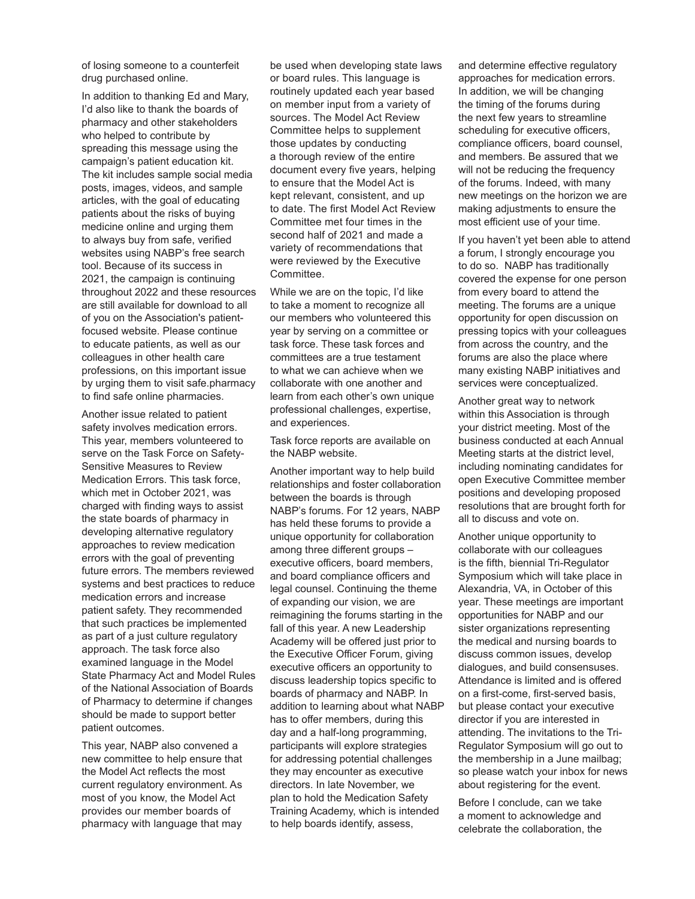of losing someone to a counterfeit drug purchased online.

In addition to thanking Ed and Mary, I'd also like to thank the boards of pharmacy and other stakeholders who helped to contribute by spreading this message using the campaign's patient education kit. The kit includes sample social media posts, images, videos, and sample articles, with the goal of educating patients about the risks of buying medicine online and urging them to always buy from safe, verified websites using NABP's free search tool. Because of its success in 2021, the campaign is continuing throughout 2022 and these resources are still available for download to all of you on the Association's patient-focused website. Please continue to educate patients, as well as our colleagues in other health care professions, on this important issue by urging them to visit safe.pharmacy to find safe online pharmacies.

Another issue related to patient safety involves medication errors. This year, members volunteered to serve on the Task Force on Safety-Sensitive Measures to Review Medication Errors. This task force, which met in October 2021, was charged with finding ways to assist the state boards of pharmacy in developing alternative regulatory approaches to review medication errors with the goal of preventing future errors. The members reviewed systems and best practices to reduce medication errors and increase patient safety. They recommended that such practices be implemented as part of a just culture regulatory approach. The task force also examined language in the Model State Pharmacy Act and Model Rules of the National Association of Boards of Pharmacy to determine if changes should be made to support better patient outcomes.

This year, NABP also convened a new committee to help ensure that the Model Act reflects the most current regulatory environment. As most of you know, the Model Act provides our member boards of pharmacy with language that may be used when developing state laws or board rules. This language is routinely updated each year based on member input from a variety of sources. The Model Act Review Committee helps to supplement those updates by conducting a thorough review of the entire document every five years, helping to ensure that the Model Act is kept relevant, consistent, and up to date. The first Model Act Review Committee met four times in the second half of 2021 and made a variety of recommendations that were reviewed by the Executive Committee.

While we are on the topic, I'd like to take a moment to recognize all our members who volunteered this year by serving on a committee or task force. These task forces and committees are a true testament to what we can achieve when we collaborate with one another and learn from each other's own unique professional challenges, expertise, and experiences.

Task force reports are available on the NABP website.

Another important way to help build relationships and foster collaboration between the boards is through NABP's forums. For 12 years, NABP has held these forums to provide a unique opportunity for collaboration among three different groups – executive officers, board members, and board compliance officers and legal counsel. Continuing the theme of expanding our vision, we are reimagining the forums starting in the fall of this year. A new Leadership Academy will be offered just prior to the Executive Officer Forum, giving executive officers an opportunity to discuss leadership topics specific to boards of pharmacy and NABP. In addition to learning about what NABP has to offer members, during this day and a half-long programming, participants will explore strategies for addressing potential challenges they may encounter as executive directors. In late November, we plan to hold the Medication Safety Training Academy, which is intended to help boards identify, assess, and determine effective regulatory approaches for medication errors. In addition, we will be changing the timing of the forums during the next few years to streamline scheduling for executive officers, compliance officers, board counsel, and members. Be assured that we will not be reducing the frequency of the forums. Indeed, with many new meetings on the horizon we are making adjustments to ensure the most efficient use of your time.

If you haven't yet been able to attend a forum, I strongly encourage you to do so. NABP has traditionally covered the expense for one person from every board to attend the meeting. The forums are a unique opportunity for open discussion on pressing topics with your colleagues from across the country, and the forums are also the place where many existing NABP initiatives and services were conceptualized.

Another great way to network within this Association is through your district meeting. Most of the business conducted at each Annual Meeting starts at the district level, including nominating candidates for open Executive Committee member positions and developing proposed resolutions that are brought forth for all to discuss and vote on.

Another unique opportunity to collaborate with our colleagues is the fifth, biennial Tri-Regulator Symposium which will take place in Alexandria, VA, in October of this year. These meetings are important opportunities for NABP and our sister organizations representing the medical and nursing boards to discuss common issues, develop dialogues, and build consensuses. Attendance is limited and is offered on a first-come, first-served basis, but please contact your executive director if you are interested in attending. The invitations to the Tri-Regulator Symposium will go out to the membership in a June mailbag; so please watch your inbox for news about registering for the event.

Before I conclude, can we take a moment to acknowledge and celebrate the collaboration, the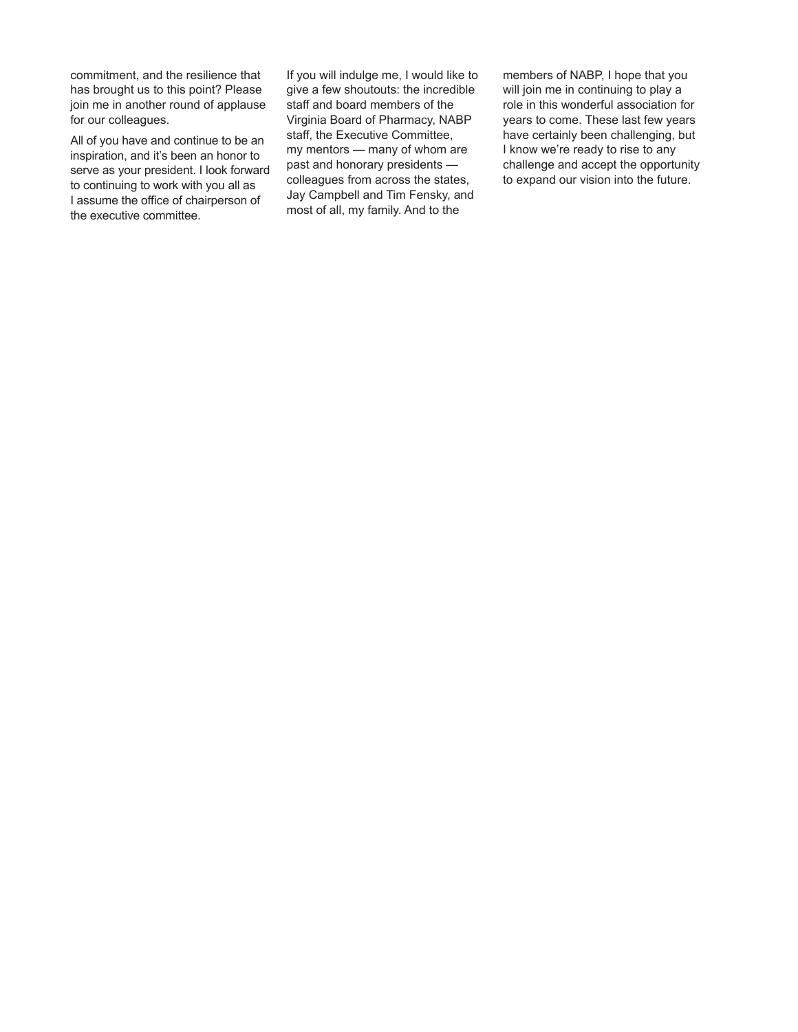commitment, and the resilience that has brought us to this point? Please join me in another round of applause for our colleagues.

All of you have and continue to be an inspiration, and it's been an honor to serve as your president. I look forward to continuing to work with you all as I assume the office of chairperson of the executive committee.

If you will indulge me, I would like to give a few shoutouts: the incredible staff and board members of the Virginia Board of Pharmacy, NABP staff, the Executive Committee, my mentors — many of whom are past and honorary presidents — colleagues from across the states, Jay Campbell and Tim Fensky, and most of all, my family. And to the members of NABP, I hope that you will join me in continuing to play a role in this wonderful association for years to come. These last few years have certainly been challenging, but I know we're ready to rise to any challenge and accept the opportunity to expand our vision into the future.